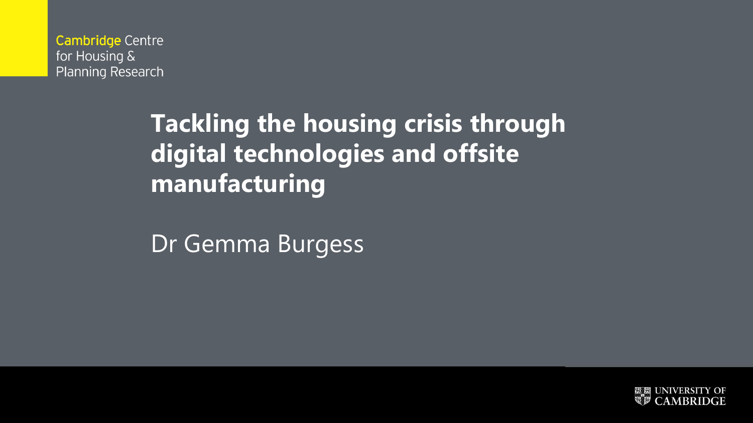Cambridge Centre for Housing & Planning Research

# Tackling the housing crisis through digital technologies and offsite manufacturing

Dr Gemma Burgess

UNIVERSITY OF CAMBRIDGE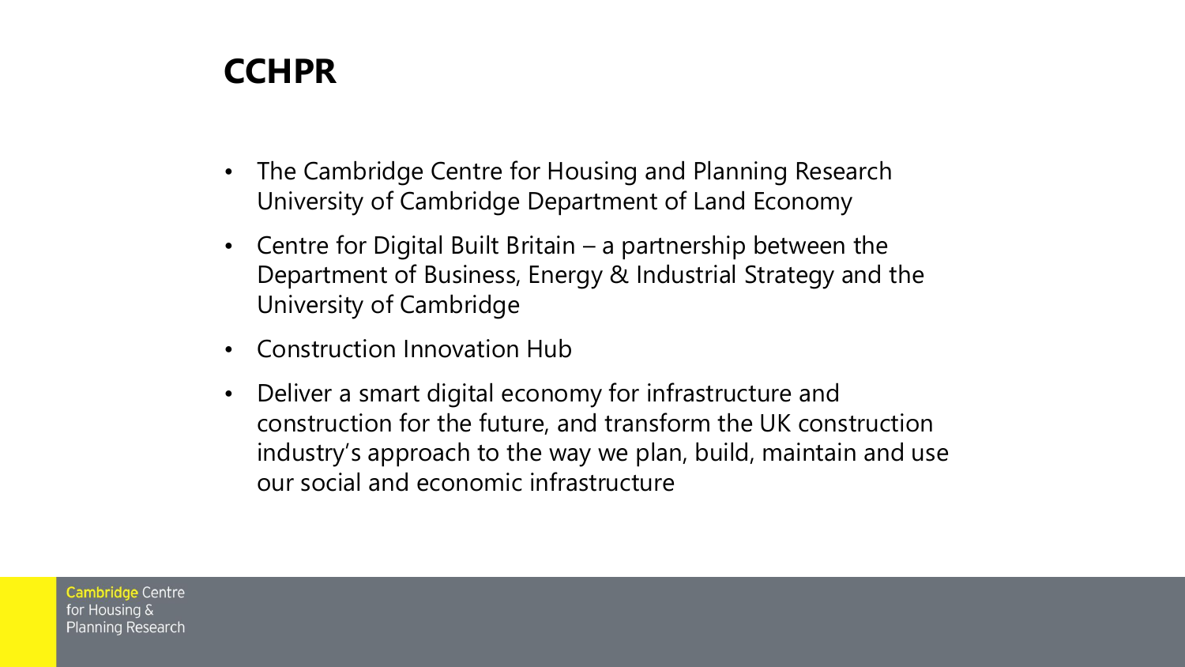# CCHPR

- The Cambridge Centre for Housing and Planning Research University of Cambridge Department of Land Economy
- Centre for Digital Built Britain – a partnership between the Department of Business, Energy & Industrial Strategy and the University of Cambridge
- Construction Innovation Hub
- Deliver a smart digital economy for infrastructure and construction for the future, and transform the UK construction industry's approach to the way we plan, build, maintain and use our social and economic infrastructure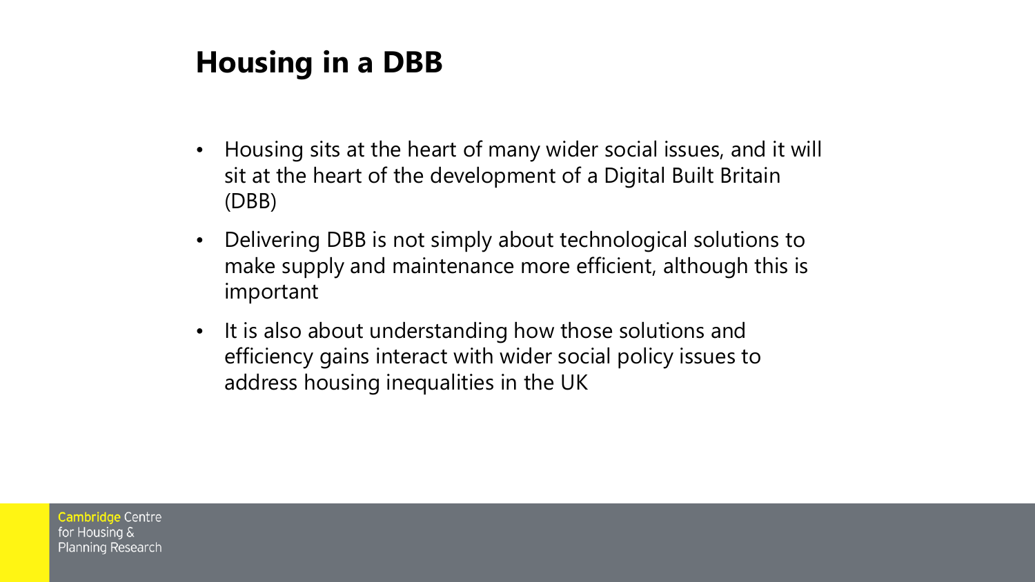# Housing in a DBB

- Housing sits at the heart of many wider social issues, and it will sit at the heart of the development of a Digital Built Britain (DBB)
- Delivering DBB is not simply about technological solutions to make supply and maintenance more efficient, although this is important
- It is also about understanding how those solutions and efficiency gains interact with wider social policy issues to address housing inequalities in the UK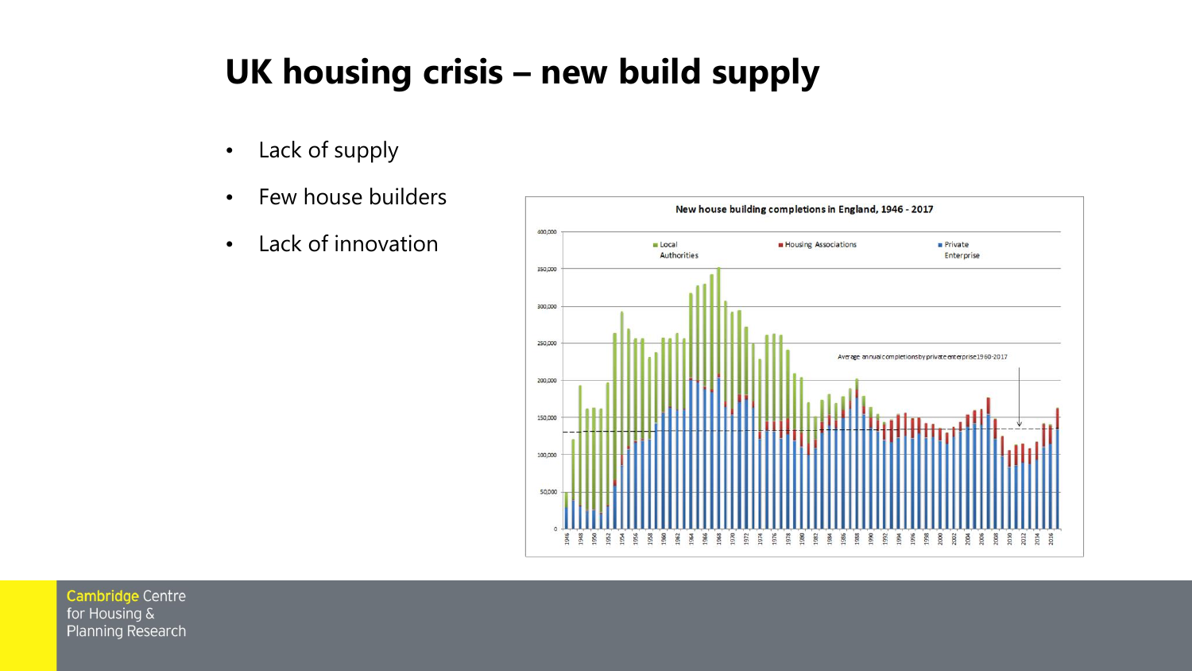# UK housing crisis – new build supply

- Lack of supply
- Few house builders
- Lack of innovation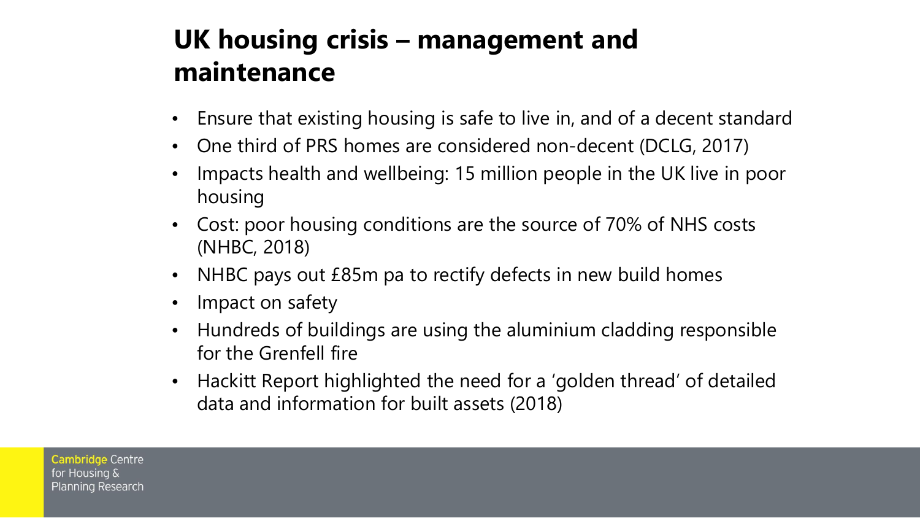## UK housing crisis – management and maintenance

- Ensure that existing housing is safe to live in, and of a decent standard
- One third of PRS homes are considered non-decent (DCLG, 2017)
- Impacts health and wellbeing: 15 million people in the UK live in poor housing
- Cost: poor housing conditions are the source of 70% of NHS costs (NHBC, 2018)
- NHBC pays out £85m pa to rectify defects in new build homes
- Impact on safety
- Hundreds of buildings are using the aluminium cladding responsible for the Grenfell fire
- Hackitt Report highlighted the need for a 'golden thread' of detailed data and information for built assets (2018)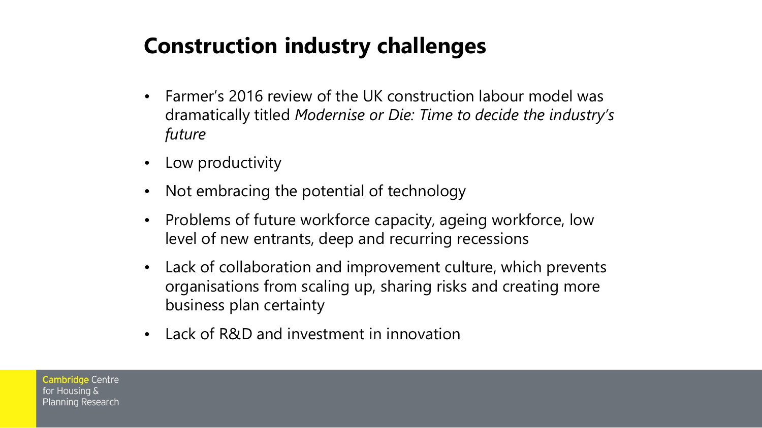# Construction industry challenges

- Farmer's 2016 review of the UK construction labour model was dramatically titled *Modernise or Die: Time to decide the industry's future*
- Low productivity
- Not embracing the potential of technology
- Problems of future workforce capacity, ageing workforce, low level of new entrants, deep and recurring recessions
- Lack of collaboration and improvement culture, which prevents organisations from scaling up, sharing risks and creating more business plan certainty
- Lack of R&D and investment in innovation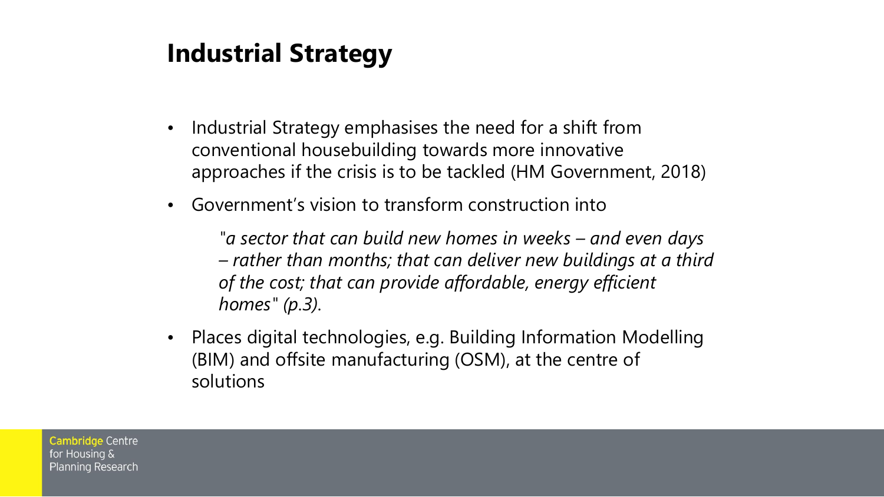# Industrial Strategy

- Industrial Strategy emphasises the need for a shift from conventional housebuilding towards more innovative approaches if the crisis is to be tackled (HM Government, 2018)
- Government's vision to transform construction into

  *"a sector that can build new homes in weeks – and even days – rather than months; that can deliver new buildings at a third of the cost; that can provide affordable, energy efficient homes" (p.3).*

- Places digital technologies, e.g. Building Information Modelling (BIM) and offsite manufacturing (OSM), at the centre of solutions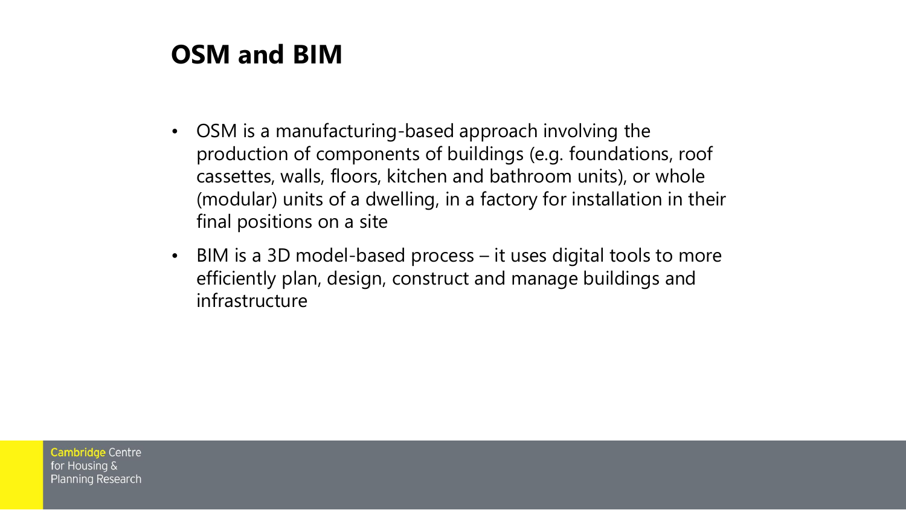# OSM and BIM

- OSM is a manufacturing-based approach involving the production of components of buildings (e.g. foundations, roof cassettes, walls, floors, kitchen and bathroom units), or whole (modular) units of a dwelling, in a factory for installation in their final positions on a site
- BIM is a 3D model-based process – it uses digital tools to more efficiently plan, design, construct and manage buildings and infrastructure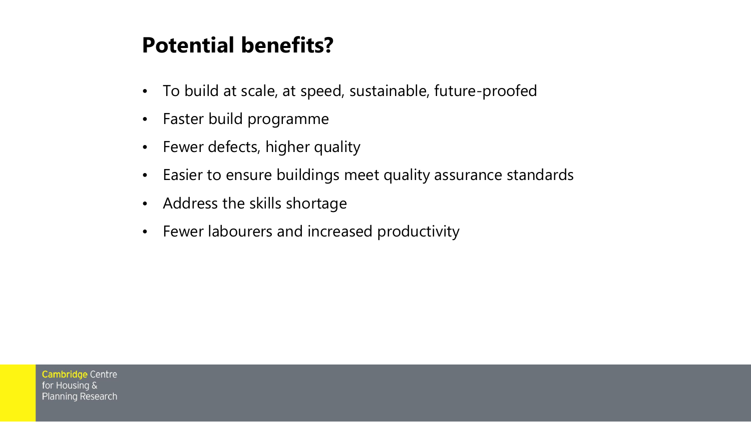## Potential benefits?

- To build at scale, at speed, sustainable, future-proofed
- Faster build programme
- Fewer defects, higher quality
- Easier to ensure buildings meet quality assurance standards
- Address the skills shortage
- Fewer labourers and increased productivity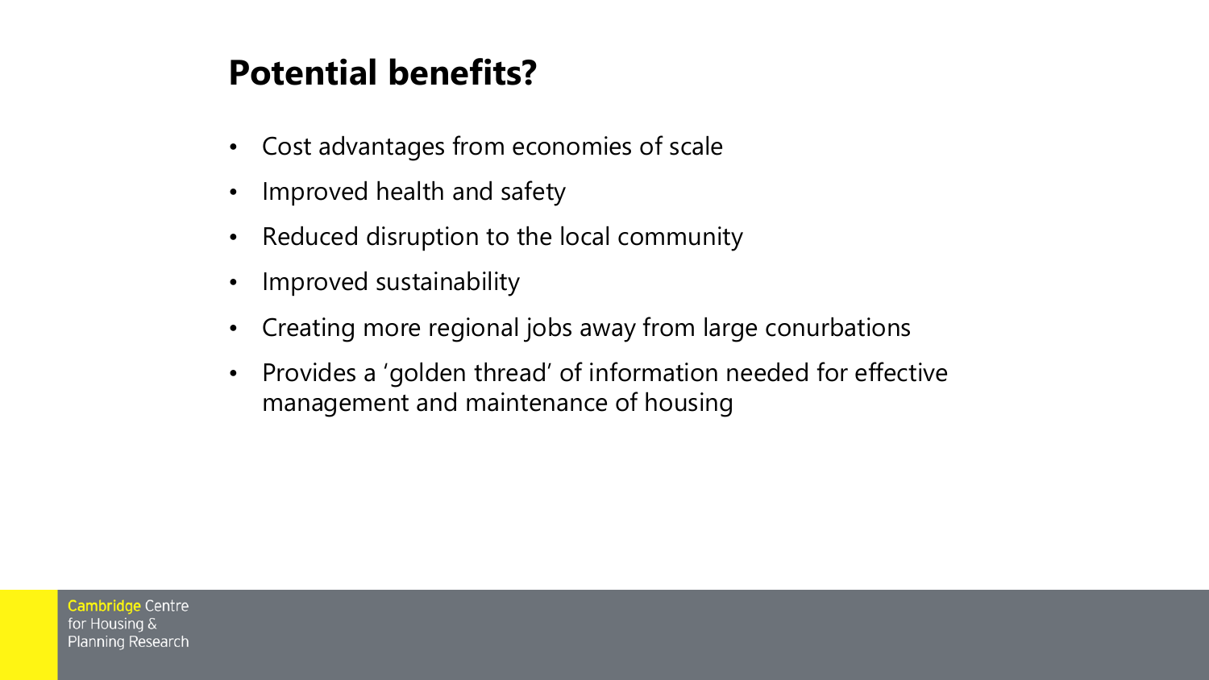# Potential benefits?

- Cost advantages from economies of scale
- Improved health and safety
- Reduced disruption to the local community
- Improved sustainability
- Creating more regional jobs away from large conurbations
- Provides a 'golden thread' of information needed for effective management and maintenance of housing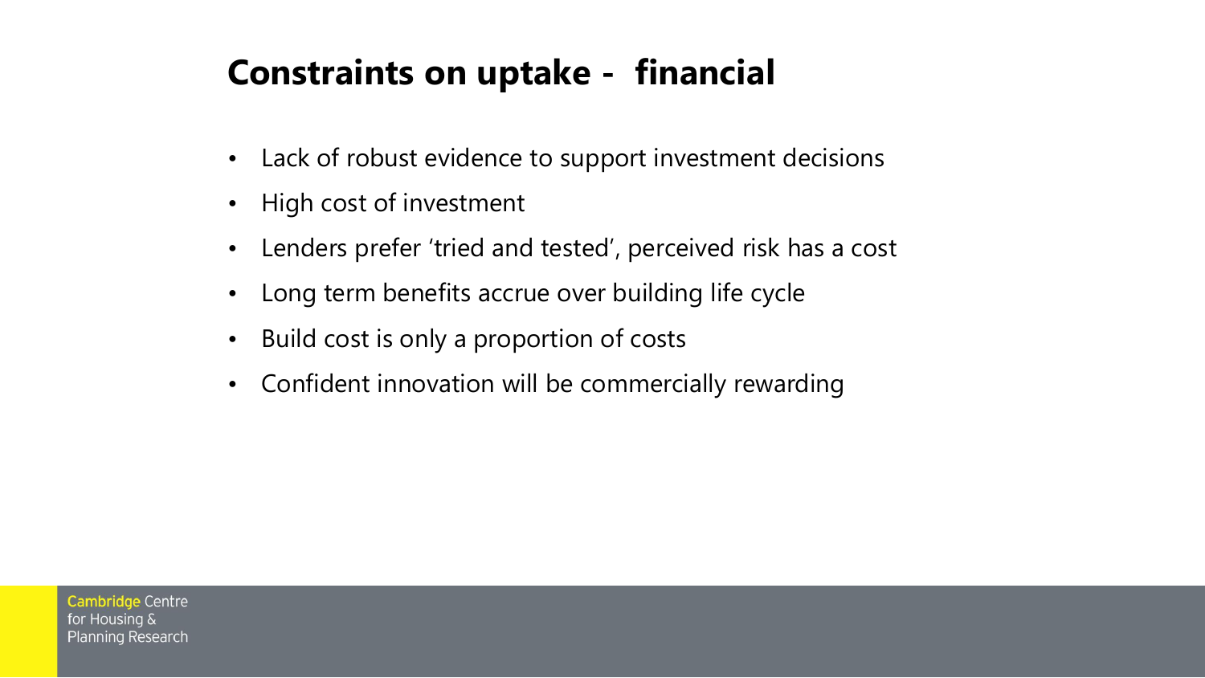## Constraints on uptake - financial

- Lack of robust evidence to support investment decisions
- High cost of investment
- Lenders prefer 'tried and tested', perceived risk has a cost
- Long term benefits accrue over building life cycle
- Build cost is only a proportion of costs
- Confident innovation will be commercially rewarding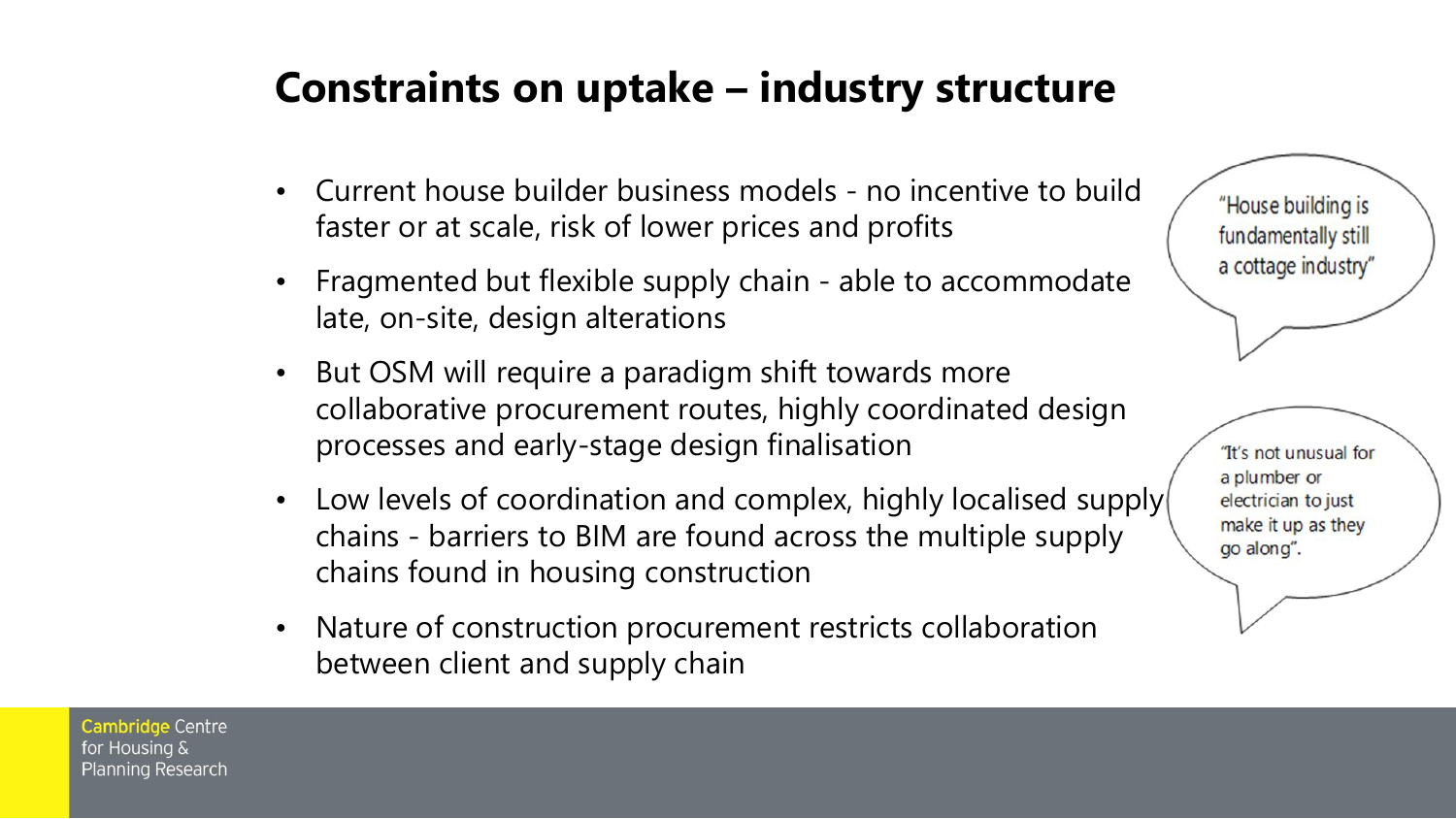# Constraints on uptake – industry structure

- Current house builder business models - no incentive to build faster or at scale, risk of lower prices and profits
- Fragmented but flexible supply chain - able to accommodate late, on-site, design alterations
- But OSM will require a paradigm shift towards more collaborative procurement routes, highly coordinated design processes and early-stage design finalisation
- Low levels of coordination and complex, highly localised supply chains - barriers to BIM are found across the multiple supply chains found in housing construction
- Nature of construction procurement restricts collaboration between client and supply chain

"House building is fundamentally still a cottage industry"

"It's not unusual for a plumber or electrician to just make it up as they go along".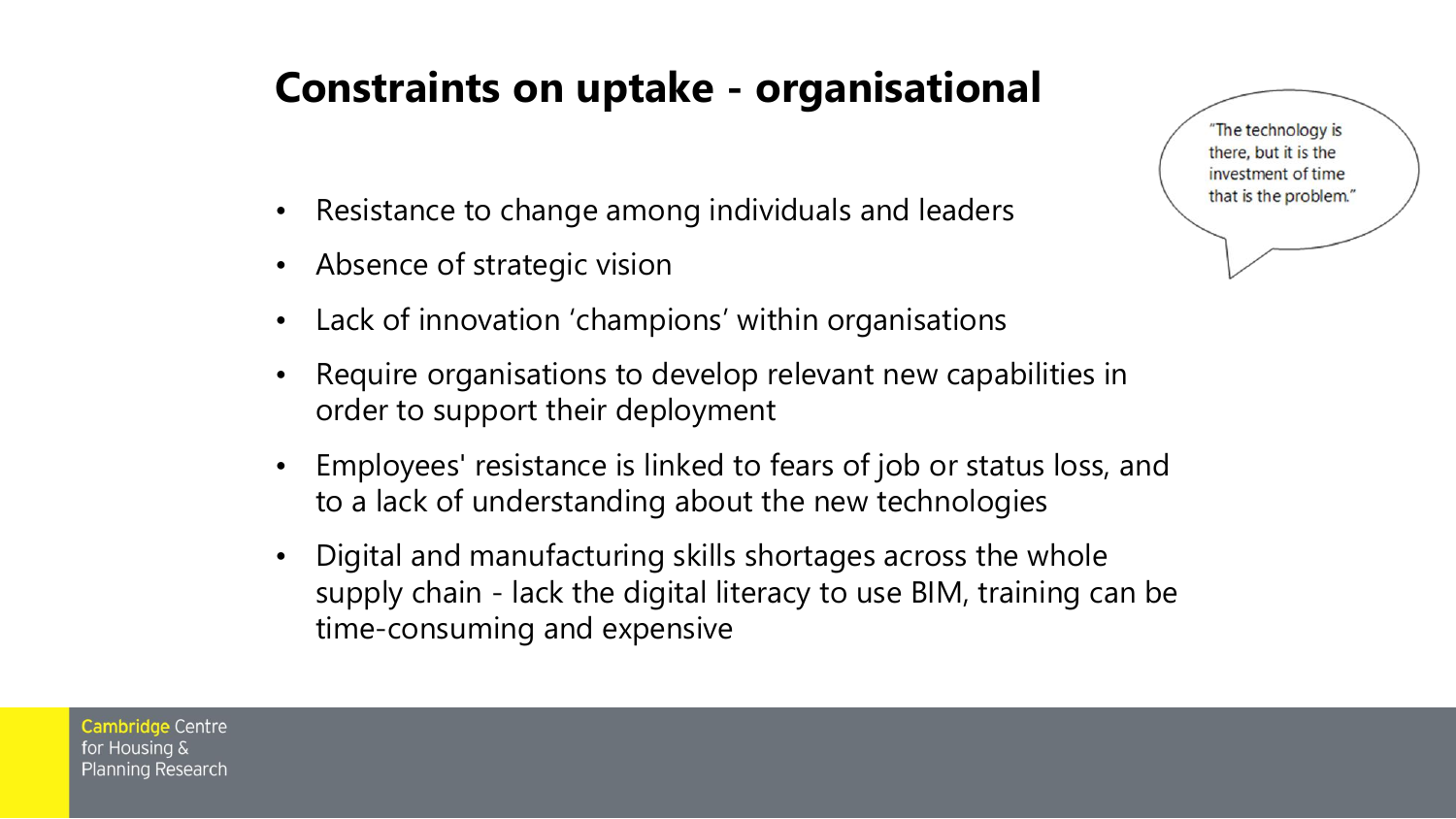## Constraints on uptake - organisational

- Resistance to change among individuals and leaders
- Absence of strategic vision
- Lack of innovation 'champions' within organisations
- Require organisations to develop relevant new capabilities in order to support their deployment
- Employees' resistance is linked to fears of job or status loss, and to a lack of understanding about the new technologies
- Digital and manufacturing skills shortages across the whole supply chain - lack the digital literacy to use BIM, training can be time-consuming and expensive

"The technology is there, but it is the investment of time that is the problem."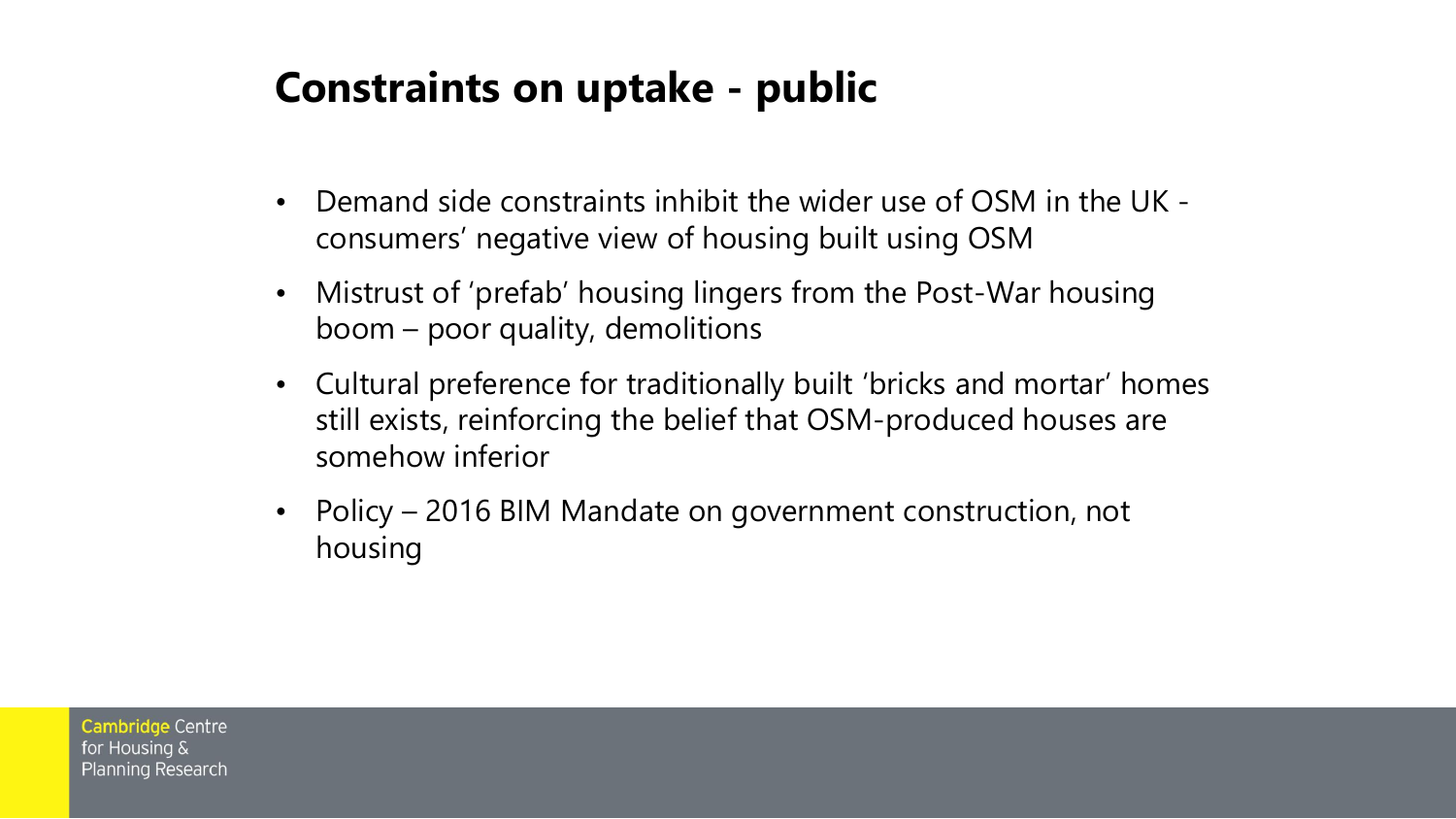## Constraints on uptake - public

- Demand side constraints inhibit the wider use of OSM in the UK - consumers' negative view of housing built using OSM
- Mistrust of 'prefab' housing lingers from the Post-War housing boom – poor quality, demolitions
- Cultural preference for traditionally built 'bricks and mortar' homes still exists, reinforcing the belief that OSM-produced houses are somehow inferior
- Policy – 2016 BIM Mandate on government construction, not housing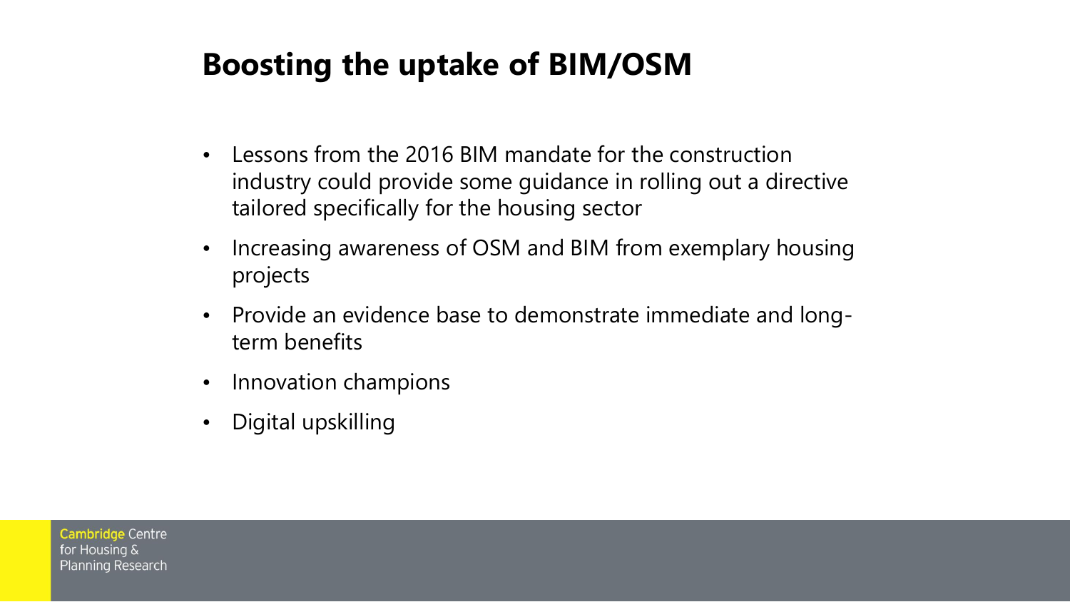# Boosting the uptake of BIM/OSM

- Lessons from the 2016 BIM mandate for the construction industry could provide some guidance in rolling out a directive tailored specifically for the housing sector
- Increasing awareness of OSM and BIM from exemplary housing projects
- Provide an evidence base to demonstrate immediate and long-term benefits
- Innovation champions
- Digital upskilling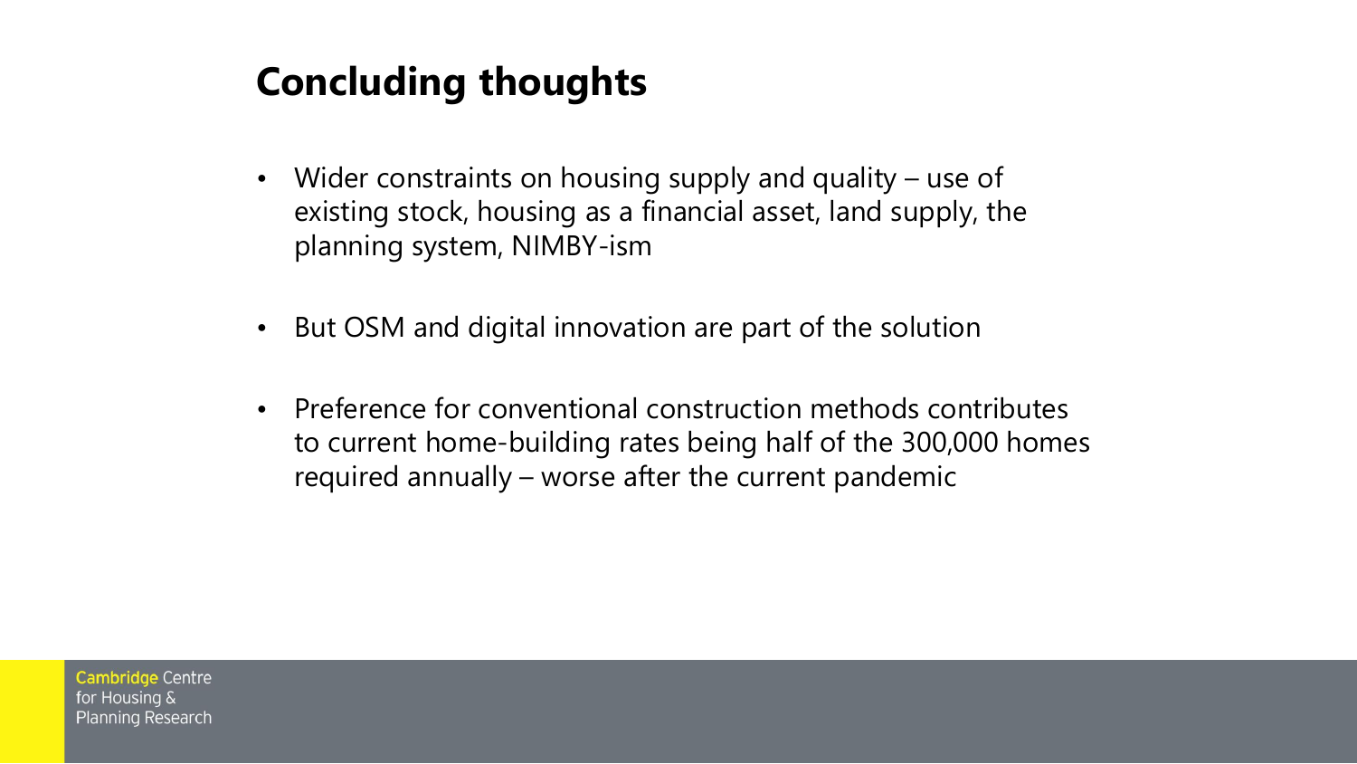# Concluding thoughts

- Wider constraints on housing supply and quality – use of existing stock, housing as a financial asset, land supply, the planning system, NIMBY-ism
- But OSM and digital innovation are part of the solution
- Preference for conventional construction methods contributes to current home-building rates being half of the 300,000 homes required annually – worse after the current pandemic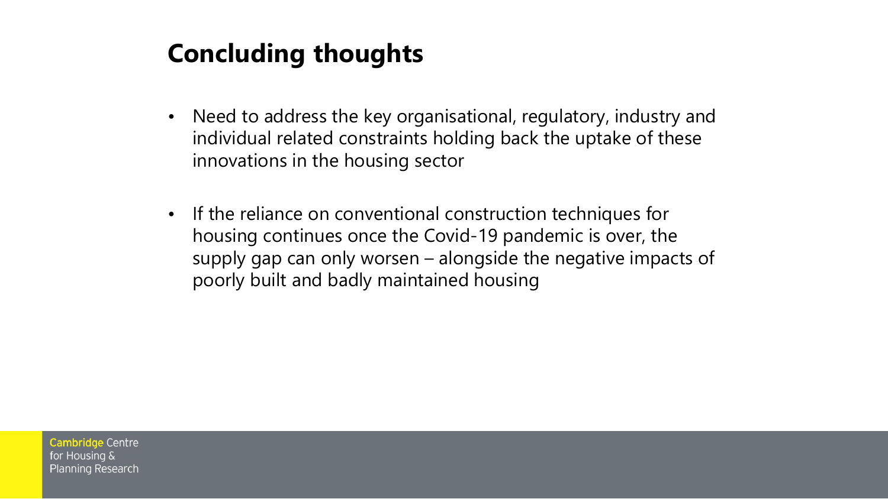# Concluding thoughts

- Need to address the key organisational, regulatory, industry and individual related constraints holding back the uptake of these innovations in the housing sector
- If the reliance on conventional construction techniques for housing continues once the Covid-19 pandemic is over, the supply gap can only worsen – alongside the negative impacts of poorly built and badly maintained housing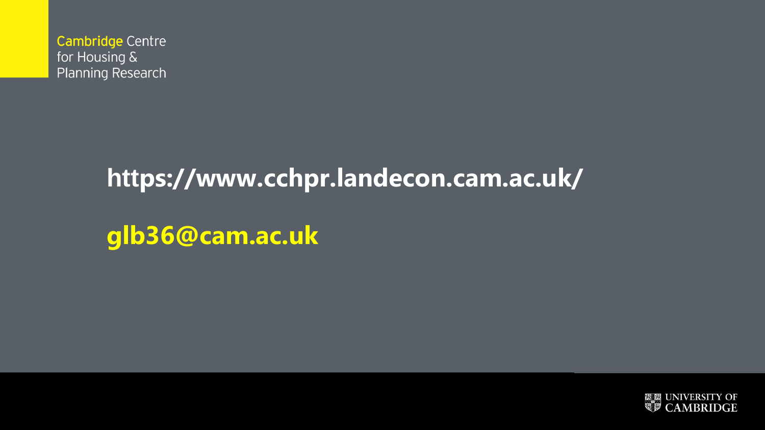Cambridge Centre for Housing & Planning Research

https://www.cchpr.landecon.cam.ac.uk/

glb36@cam.ac.uk

UNIVERSITY OF CAMBRIDGE